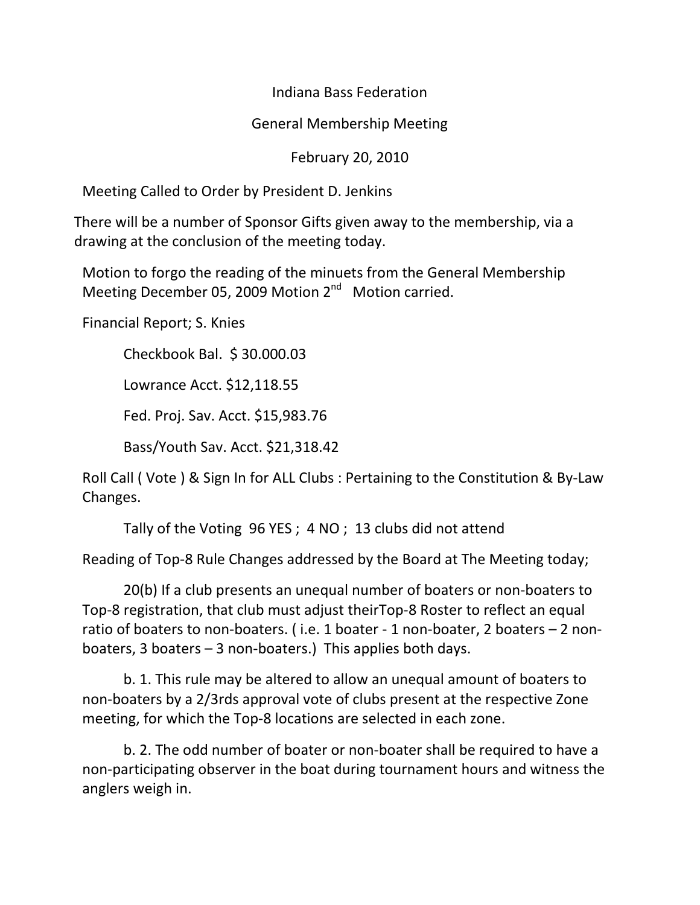# Indiana Bass Federation

## General Membership Meeting

### February 20, 2010

Meeting Called to Order by President D. Jenkins

There will be a number of Sponsor Gifts given away to the membership, via a drawing at the conclusion of the meeting today.

Motion to forgo the reading of the minuets from the General Membership Meeting December 05, 2009 Motion 2nd Motion carried.

Financial Report; S. Knies

Checkbook Bal. $ 30.000.03

Lowrance Acct. $12,118.55

Fed. Proj. Sav. Acct. $15,983.76

Bass/Youth Sav. Acct. $21,318.42

Roll Call ( Vote ) & Sign In for ALL Clubs : Pertaining to the Constitution & By-Law Changes.

Tally of the Voting 96 YES ; 4 NO ; 13 clubs did not attend

Reading of Top-8 Rule Changes addressed by the Board at The Meeting today;

20(b) If a club presents an unequal number of boaters or non-boaters to Top-8 registration, that club must adjust theirTop-8 Roster to reflect an equal ratio of boaters to non-boaters. ( i.e. 1 boater - 1 non-boater, 2 boaters – 2 non-boaters, 3 boaters – 3 non-boaters.) This applies both days.

b. 1. This rule may be altered to allow an unequal amount of boaters to non-boaters by a 2/3rds approval vote of clubs present at the respective Zone meeting, for which the Top-8 locations are selected in each zone.

b. 2. The odd number of boater or non-boater shall be required to have a non-participating observer in the boat during tournament hours and witness the anglers weigh in.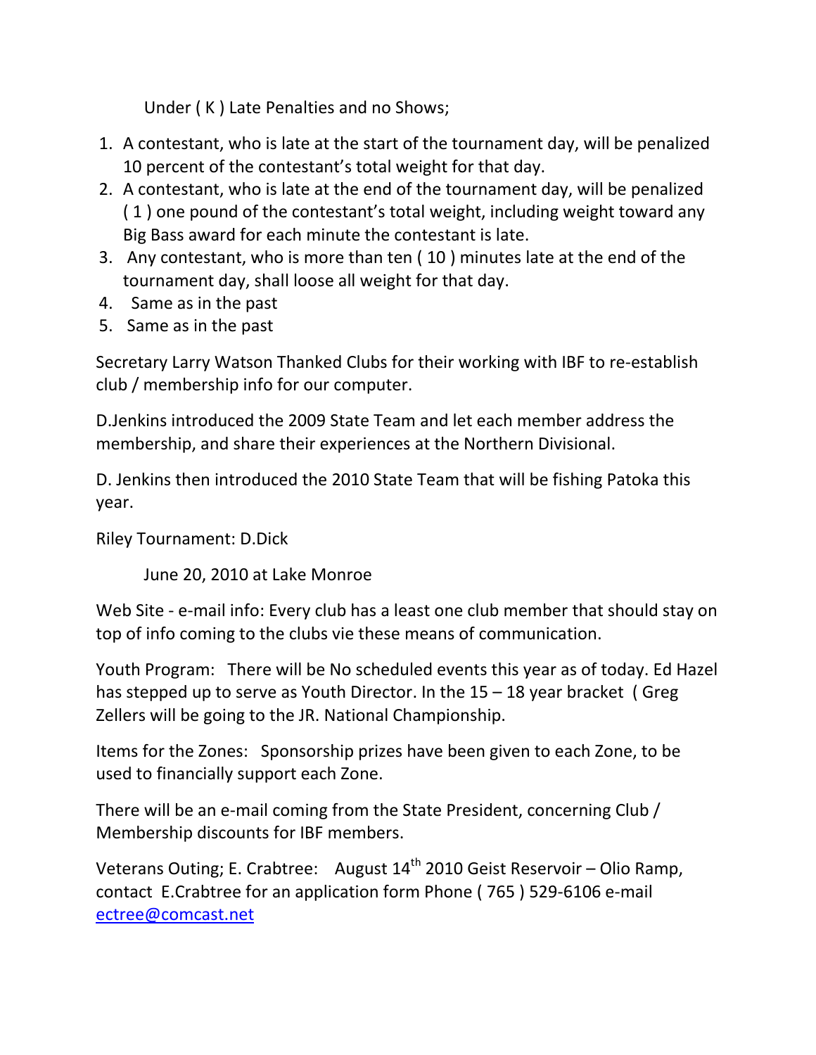Under ( K ) Late Penalties and no Shows;

1. A contestant, who is late at the start of the tournament day, will be penalized 10 percent of the contestant's total weight for that day.
2. A contestant, who is late at the end of the tournament day, will be penalized ( 1 ) one pound of the contestant's total weight, including weight toward any Big Bass award for each minute the contestant is late.
3. Any contestant, who is more than ten ( 10 ) minutes late at the end of the tournament day, shall loose all weight for that day.
4. Same as in the past
5. Same as in the past

Secretary Larry Watson Thanked Clubs for their working with IBF to re-establish club / membership info for our computer.

D.Jenkins introduced the 2009 State Team and let each member address the membership, and share their experiences at the Northern Divisional.

D. Jenkins then introduced the 2010 State Team that will be fishing Patoka this year.

Riley Tournament: D.Dick

June 20, 2010 at Lake Monroe

Web Site - e-mail info: Every club has a least one club member that should stay on top of info coming to the clubs vie these means of communication.

Youth Program: There will be No scheduled events this year as of today. Ed Hazel has stepped up to serve as Youth Director. In the 15 – 18 year bracket ( Greg Zellers will be going to the JR. National Championship.

Items for the Zones: Sponsorship prizes have been given to each Zone, to be used to financially support each Zone.

There will be an e-mail coming from the State President, concerning Club / Membership discounts for IBF members.

Veterans Outing; E. Crabtree: August 14th 2010 Geist Reservoir – Olio Ramp, contact E.Crabtree for an application form Phone ( 765 ) 529-6106 e-mail ectree@comcast.net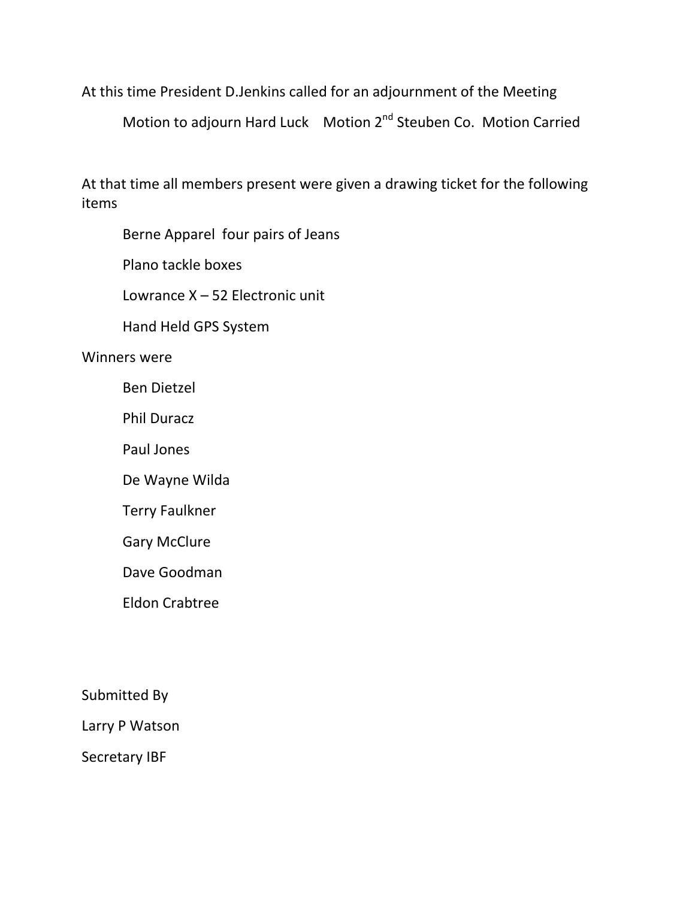At this time President D.Jenkins called for an adjournment of the Meeting

Motion to adjourn Hard Luck    Motion 2nd Steuben Co.  Motion Carried

At that time all members present were given a drawing ticket for the following items

Berne Apparel  four pairs of Jeans

Plano tackle boxes

Lowrance X – 52 Electronic unit

Hand Held GPS System

Winners were

Ben Dietzel

Phil Duracz

Paul Jones

De Wayne Wilda

Terry Faulkner

Gary McClure

Dave Goodman

Eldon Crabtree

Submitted By

Larry P Watson

Secretary IBF